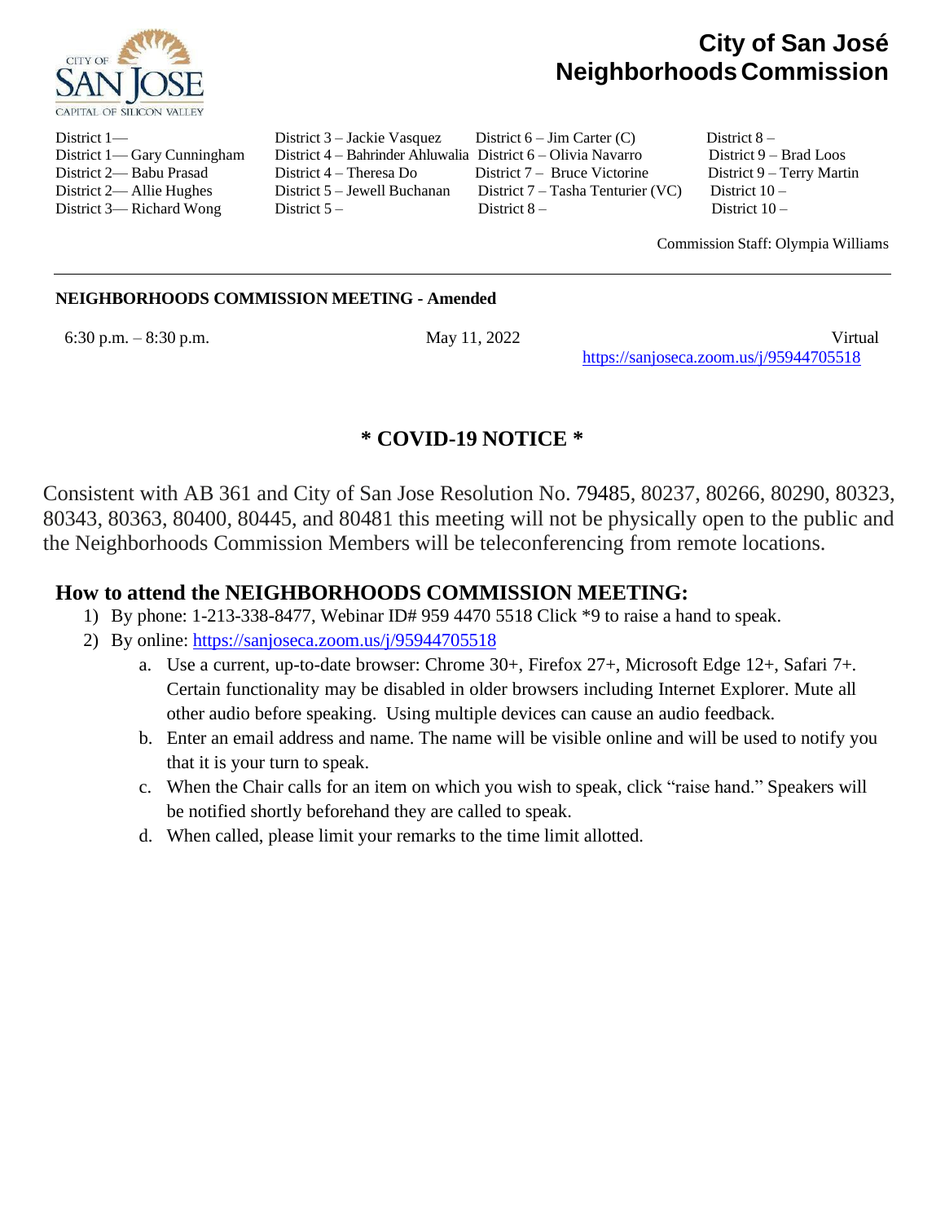# City of San José Neighborhoods Commission

District 1—
District 1— Gary Cunningham
District 2— Babu Prasad
District 2— Allie Hughes
District 3— Richard Wong
District 3 – Jackie Vasquez
District 4 – Bahrinder Ahluwalia
District 4 – Theresa Do
District 5 – Jewell Buchanan
District 5 –
District 6 – Jim Carter (C)
District 6 – Olivia Navarro
District 7 – Bruce Victorine
District 7 – Tasha Tenturier (VC)
District 8 –
District 8 –
District 9 – Brad Loos
District 9 – Terry Martin
District 10 –
District 10 –

Commission Staff: Olympia Williams

---

**NEIGHBORHOODS COMMISSION MEETING - Amended**

6:30 p.m. – 8:30 p.m. | May 11, 2022 | Virtual https://sanjoseca.zoom.us/j/95944705518

## * COVID-19 NOTICE *

Consistent with AB 361 and City of San Jose Resolution No. 79485, 80237, 80266, 80290, 80323, 80343, 80363, 80400, 80445, and 80481 this meeting will not be physically open to the public and the Neighborhoods Commission Members will be teleconferencing from remote locations.

## How to attend the NEIGHBORHOODS COMMISSION MEETING:

1) By phone: 1-213-338-8477, Webinar ID# 959 4470 5518 Click *9 to raise a hand to speak.
2) By online: https://sanjoseca.zoom.us/j/95944705518
   a. Use a current, up-to-date browser: Chrome 30+, Firefox 27+, Microsoft Edge 12+, Safari 7+. Certain functionality may be disabled in older browsers including Internet Explorer. Mute all other audio before speaking. Using multiple devices can cause an audio feedback.
   b. Enter an email address and name. The name will be visible online and will be used to notify you that it is your turn to speak.
   c. When the Chair calls for an item on which you wish to speak, click "raise hand." Speakers will be notified shortly beforehand they are called to speak.
   d. When called, please limit your remarks to the time limit allotted.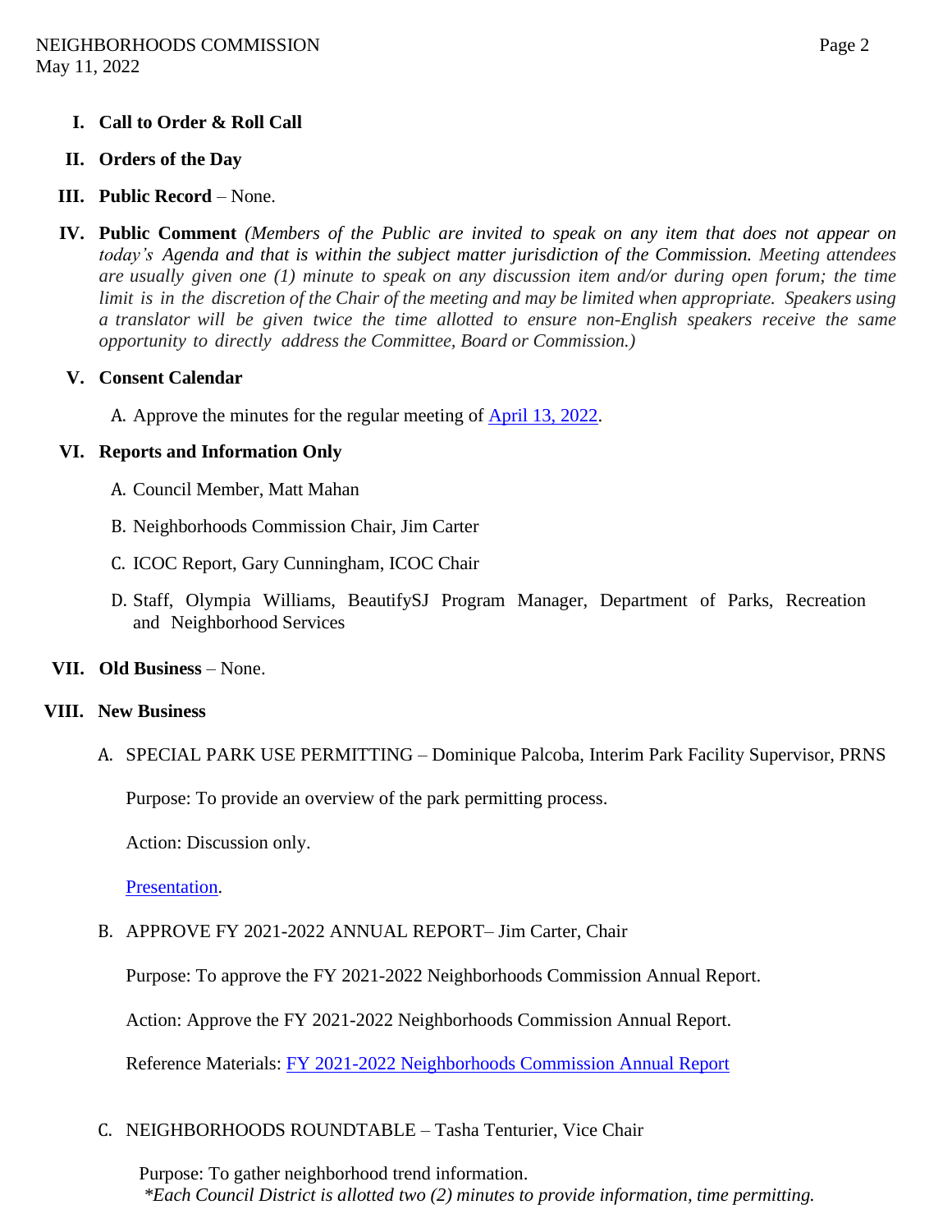- **I. Call to Order & Roll Call**
- **II. Orders of the Day**
- **III. Public Record** – None.
- **IV. Public Comment** *(Members of the Public are invited to speak on any item that does not appear on today's Agenda and that is within the subject matter jurisdiction of the Commission. Meeting attendees are usually given one (1) minute to speak on any discussion item and/or during open forum; the time limit is in the discretion of the Chair of the meeting and may be limited when appropriate. Speakers using a translator will be given twice the time allotted to ensure non-English speakers receive the same opportunity to directly address the Committee, Board or Commission.)*
- **V. Consent Calendar**

  A. Approve the minutes for the regular meeting of April 13, 2022.

- **VI. Reports and Information Only**

  A. Council Member, Matt Mahan

  B. Neighborhoods Commission Chair, Jim Carter

  C. ICOC Report, Gary Cunningham, ICOC Chair

  D. Staff, Olympia Williams, BeautifySJ Program Manager, Department of Parks, Recreation and Neighborhood Services

- **VII. Old Business** – None.
- **VIII. New Business**

  A. SPECIAL PARK USE PERMITTING – Dominique Palcoba, Interim Park Facility Supervisor, PRNS

  Purpose: To provide an overview of the park permitting process.

  Action: Discussion only.

  Presentation.

  B. APPROVE FY 2021-2022 ANNUAL REPORT– Jim Carter, Chair

  Purpose: To approve the FY 2021-2022 Neighborhoods Commission Annual Report.

  Action: Approve the FY 2021-2022 Neighborhoods Commission Annual Report.

  Reference Materials: FY 2021-2022 Neighborhoods Commission Annual Report

  C. NEIGHBORHOODS ROUNDTABLE – Tasha Tenturier, Vice Chair

  Purpose: To gather neighborhood trend information.
  *\*Each Council District is allotted two (2) minutes to provide information, time permitting.*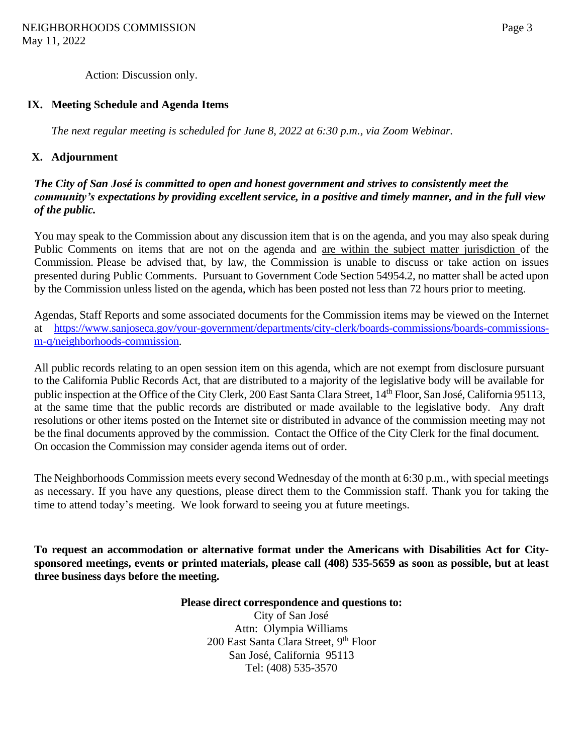Action: Discussion only.

## IX. Meeting Schedule and Agenda Items

*The next regular meeting is scheduled for June 8, 2022 at 6:30 p.m., via Zoom Webinar.*

## X. Adjournment

***The City of San José is committed to open and honest government and strives to consistently meet the community's expectations by providing excellent service, in a positive and timely manner, and in the full view of the public.***

You may speak to the Commission about any discussion item that is on the agenda, and you may also speak during Public Comments on items that are not on the agenda and are within the subject matter jurisdiction of the Commission. Please be advised that, by law, the Commission is unable to discuss or take action on issues presented during Public Comments. Pursuant to Government Code Section 54954.2, no matter shall be acted upon by the Commission unless listed on the agenda, which has been posted not less than 72 hours prior to meeting.

Agendas, Staff Reports and some associated documents for the Commission items may be viewed on the Internet at https://www.sanjoseca.gov/your-government/departments/city-clerk/boards-commissions/boards-commissions-m-q/neighborhoods-commission.

All public records relating to an open session item on this agenda, which are not exempt from disclosure pursuant to the California Public Records Act, that are distributed to a majority of the legislative body will be available for public inspection at the Office of the City Clerk, 200 East Santa Clara Street, 14th Floor, San José, California 95113, at the same time that the public records are distributed or made available to the legislative body. Any draft resolutions or other items posted on the Internet site or distributed in advance of the commission meeting may not be the final documents approved by the commission. Contact the Office of the City Clerk for the final document. On occasion the Commission may consider agenda items out of order.

The Neighborhoods Commission meets every second Wednesday of the month at 6:30 p.m., with special meetings as necessary. If you have any questions, please direct them to the Commission staff. Thank you for taking the time to attend today's meeting. We look forward to seeing you at future meetings.

**To request an accommodation or alternative format under the Americans with Disabilities Act for City-sponsored meetings, events or printed materials, please call (408) 535-5659 as soon as possible, but at least three business days before the meeting.**

**Please direct correspondence and questions to:**

City of San José
Attn: Olympia Williams
200 East Santa Clara Street, 9th Floor
San José, California 95113
Tel: (408) 535-3570